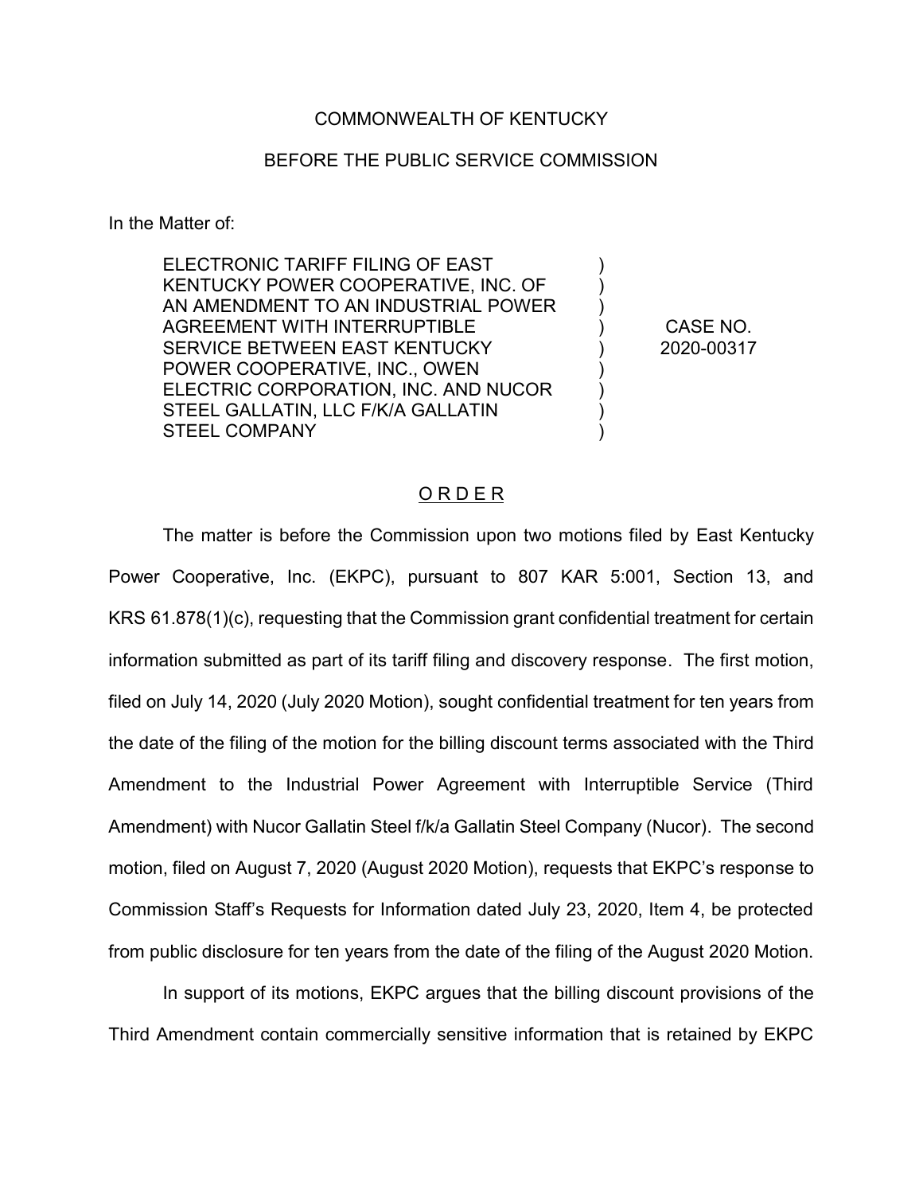COMMONWEALTH OF KENTUCKY

BEFORE THE PUBLIC SERVICE COMMISSION

In the Matter of:

| | | |
|---|---|---|
| ELECTRONIC TARIFF FILING OF EAST KENTUCKY POWER COOPERATIVE, INC. OF AN AMENDMENT TO AN INDUSTRIAL POWER AGREEMENT WITH INTERRUPTIBLE SERVICE BETWEEN EAST KENTUCKY POWER COOPERATIVE, INC., OWEN ELECTRIC CORPORATION, INC. AND NUCOR STEEL GALLATIN, LLC F/K/A GALLATIN STEEL COMPANY | ) | CASE NO. 2020-00317 |

## ORDER

The matter is before the Commission upon two motions filed by East Kentucky Power Cooperative, Inc. (EKPC), pursuant to 807 KAR 5:001, Section 13, and KRS 61.878(1)(c), requesting that the Commission grant confidential treatment for certain information submitted as part of its tariff filing and discovery response. The first motion, filed on July 14, 2020 (July 2020 Motion), sought confidential treatment for ten years from the date of the filing of the motion for the billing discount terms associated with the Third Amendment to the Industrial Power Agreement with Interruptible Service (Third Amendment) with Nucor Gallatin Steel f/k/a Gallatin Steel Company (Nucor). The second motion, filed on August 7, 2020 (August 2020 Motion), requests that EKPC's response to Commission Staff's Requests for Information dated July 23, 2020, Item 4, be protected from public disclosure for ten years from the date of the filing of the August 2020 Motion.

In support of its motions, EKPC argues that the billing discount provisions of the Third Amendment contain commercially sensitive information that is retained by EKPC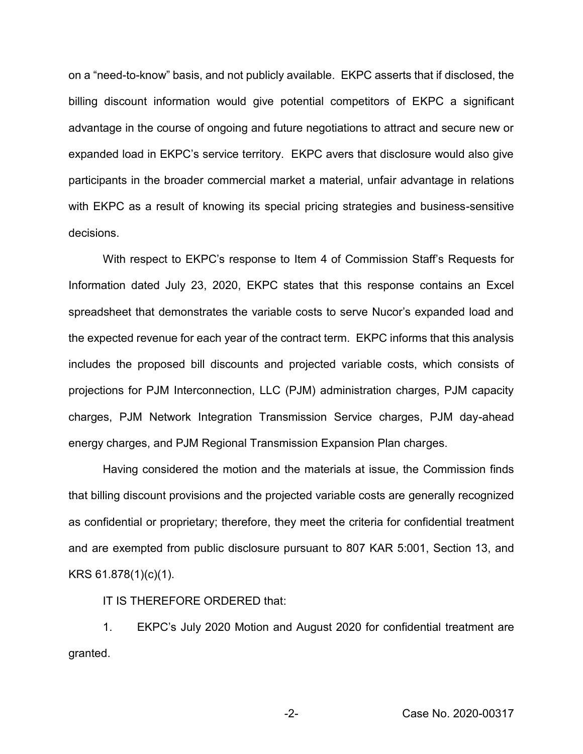on a "need-to-know" basis, and not publicly available. EKPC asserts that if disclosed, the billing discount information would give potential competitors of EKPC a significant advantage in the course of ongoing and future negotiations to attract and secure new or expanded load in EKPC's service territory. EKPC avers that disclosure would also give participants in the broader commercial market a material, unfair advantage in relations with EKPC as a result of knowing its special pricing strategies and business-sensitive decisions.

With respect to EKPC's response to Item 4 of Commission Staff's Requests for Information dated July 23, 2020, EKPC states that this response contains an Excel spreadsheet that demonstrates the variable costs to serve Nucor's expanded load and the expected revenue for each year of the contract term. EKPC informs that this analysis includes the proposed bill discounts and projected variable costs, which consists of projections for PJM Interconnection, LLC (PJM) administration charges, PJM capacity charges, PJM Network Integration Transmission Service charges, PJM day-ahead energy charges, and PJM Regional Transmission Expansion Plan charges.

Having considered the motion and the materials at issue, the Commission finds that billing discount provisions and the projected variable costs are generally recognized as confidential or proprietary; therefore, they meet the criteria for confidential treatment and are exempted from public disclosure pursuant to 807 KAR 5:001, Section 13, and KRS 61.878(1)(c)(1).

IT IS THEREFORE ORDERED that:

1. EKPC's July 2020 Motion and August 2020 for confidential treatment are granted.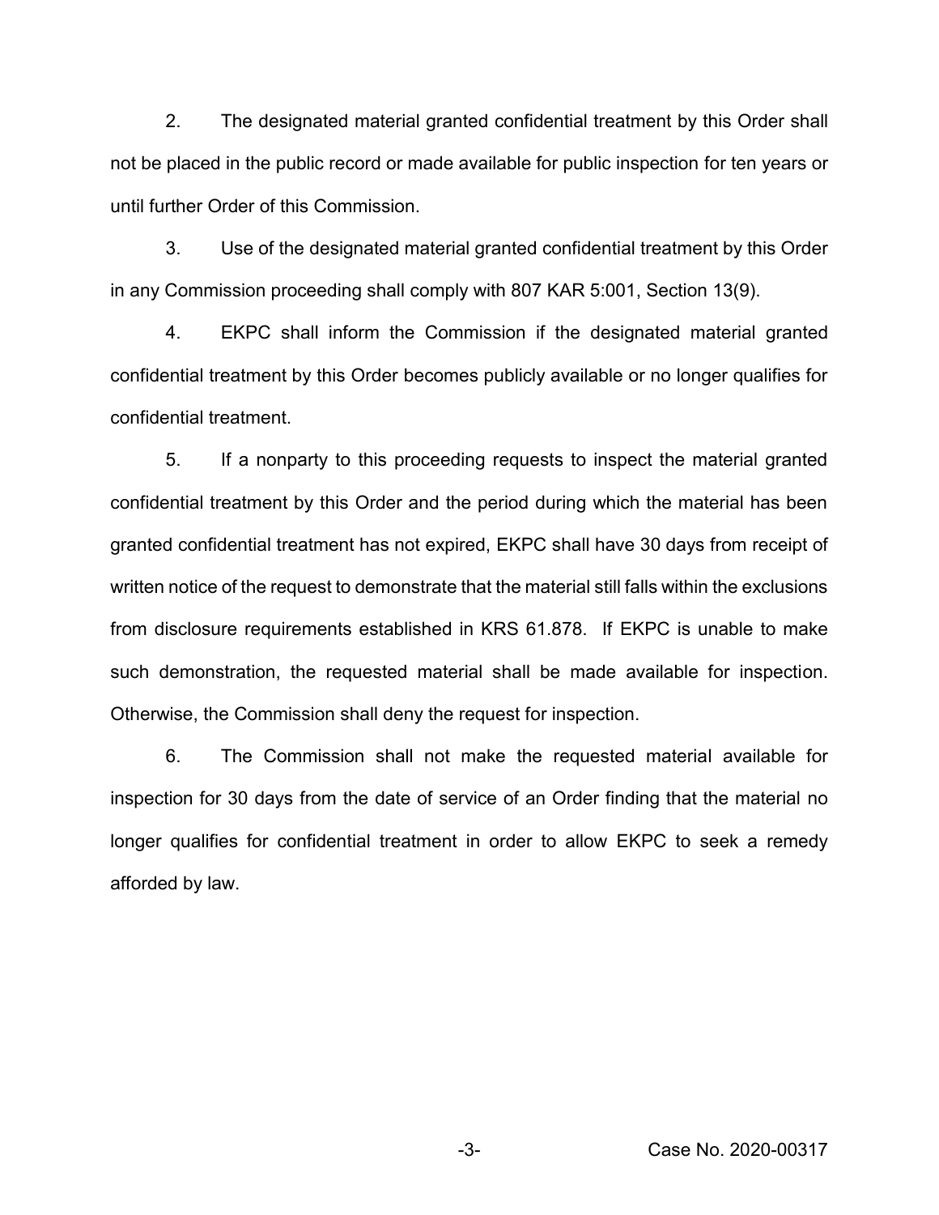2. The designated material granted confidential treatment by this Order shall not be placed in the public record or made available for public inspection for ten years or until further Order of this Commission.

3. Use of the designated material granted confidential treatment by this Order in any Commission proceeding shall comply with 807 KAR 5:001, Section 13(9).

4. EKPC shall inform the Commission if the designated material granted confidential treatment by this Order becomes publicly available or no longer qualifies for confidential treatment.

5. If a nonparty to this proceeding requests to inspect the material granted confidential treatment by this Order and the period during which the material has been granted confidential treatment has not expired, EKPC shall have 30 days from receipt of written notice of the request to demonstrate that the material still falls within the exclusions from disclosure requirements established in KRS 61.878. If EKPC is unable to make such demonstration, the requested material shall be made available for inspection. Otherwise, the Commission shall deny the request for inspection.

6. The Commission shall not make the requested material available for inspection for 30 days from the date of service of an Order finding that the material no longer qualifies for confidential treatment in order to allow EKPC to seek a remedy afforded by law.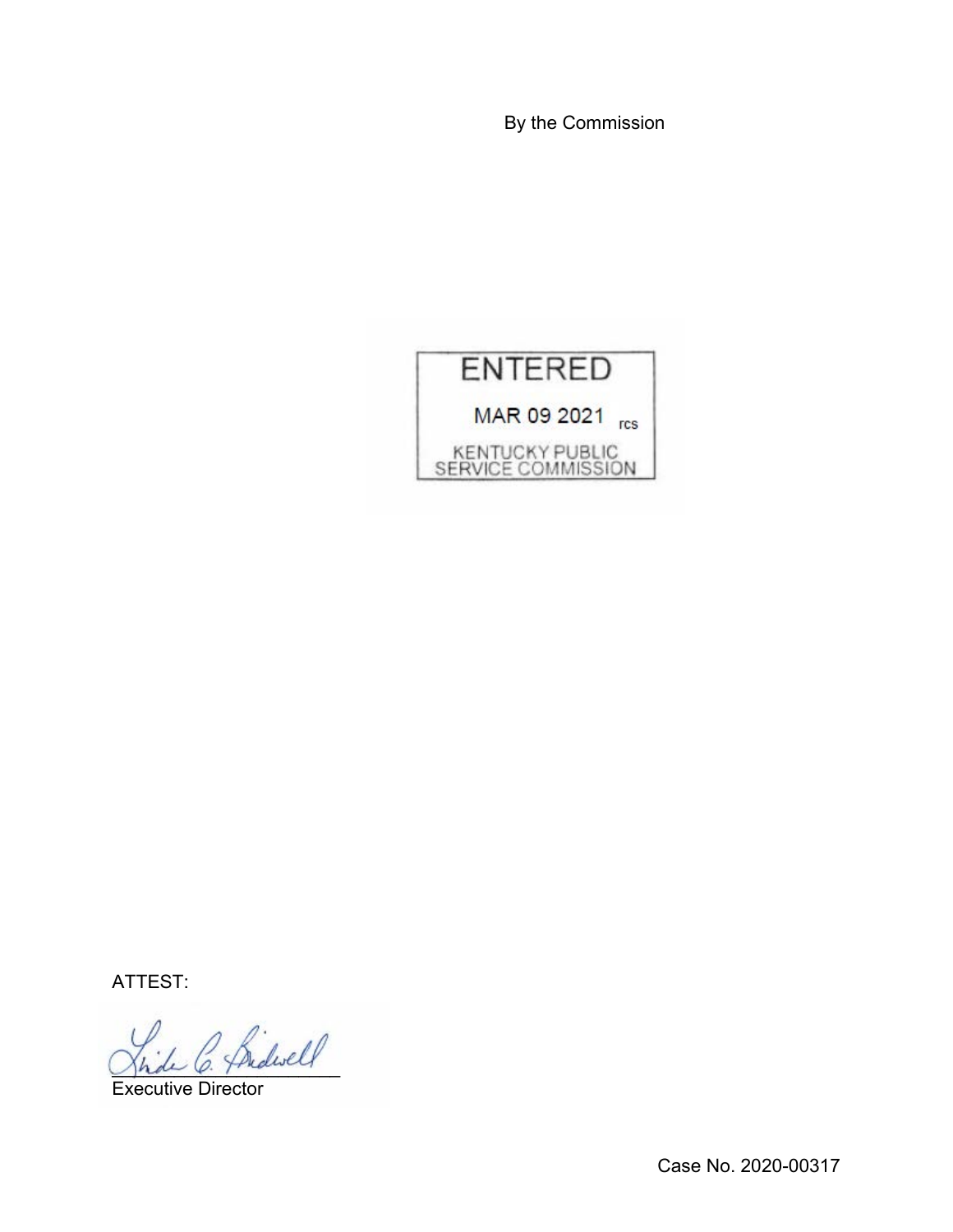By the Commission

ENTERED

MAR 09 2021 rcs

KENTUCKY PUBLIC SERVICE COMMISSION

ATTEST:

Executive Director

Case No. 2020-00317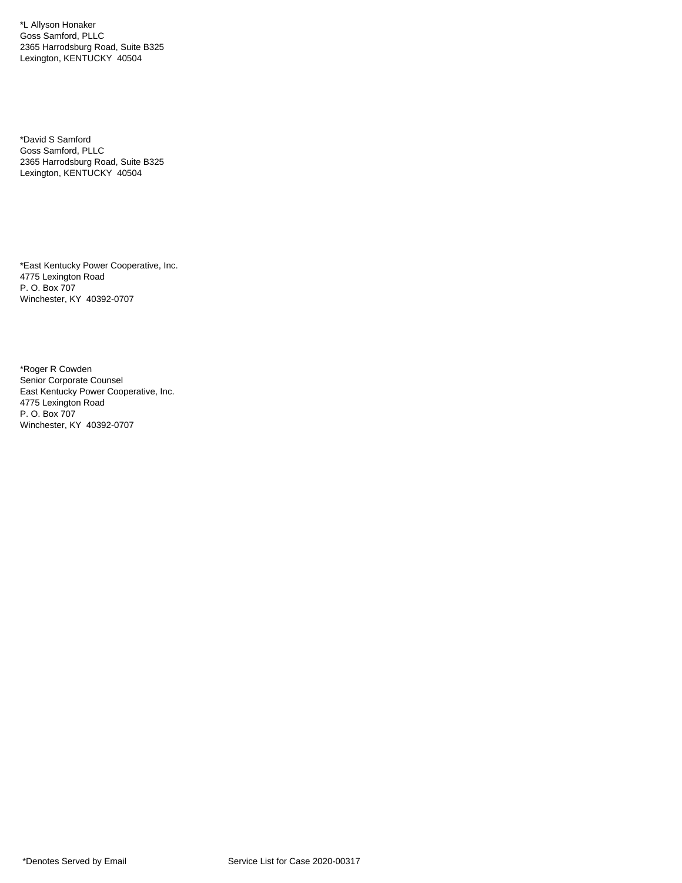*L Allyson Honaker
Goss Samford, PLLC
2365 Harrodsburg Road, Suite B325
Lexington, KENTUCKY  40504

*David S Samford
Goss Samford, PLLC
2365 Harrodsburg Road, Suite B325
Lexington, KENTUCKY  40504

*East Kentucky Power Cooperative, Inc.
4775 Lexington Road
P. O. Box 707
Winchester, KY  40392-0707

*Roger R Cowden
Senior Corporate Counsel
East Kentucky Power Cooperative, Inc.
4775 Lexington Road
P. O. Box 707
Winchester, KY  40392-0707

*Denotes Served by Email

Service List for Case 2020-00317